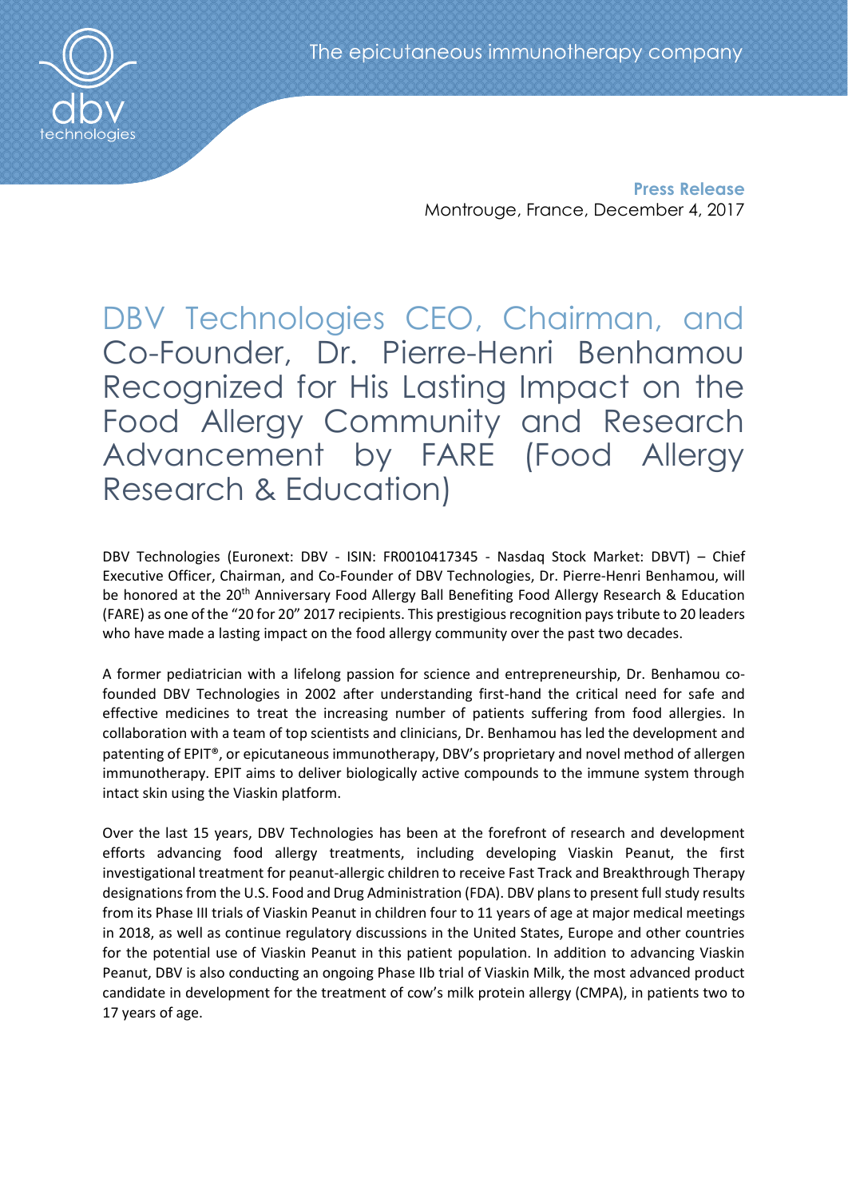**Press Release**
Montrouge, France, December 4, 2017

# DBV Technologies CEO, Chairman, and Co-Founder, Dr. Pierre-Henri Benhamou Recognized for His Lasting Impact on the Food Allergy Community and Research Advancement by FARE (Food Allergy Research & Education)

DBV Technologies (Euronext: DBV - ISIN: FR0010417345 - Nasdaq Stock Market: DBVT) – Chief Executive Officer, Chairman, and Co-Founder of DBV Technologies, Dr. Pierre-Henri Benhamou, will be honored at the 20th Anniversary Food Allergy Ball Benefiting Food Allergy Research & Education (FARE) as one of the "20 for 20" 2017 recipients. This prestigious recognition pays tribute to 20 leaders who have made a lasting impact on the food allergy community over the past two decades.

A former pediatrician with a lifelong passion for science and entrepreneurship, Dr. Benhamou co-founded DBV Technologies in 2002 after understanding first-hand the critical need for safe and effective medicines to treat the increasing number of patients suffering from food allergies. In collaboration with a team of top scientists and clinicians, Dr. Benhamou has led the development and patenting of EPIT®, or epicutaneous immunotherapy, DBV's proprietary and novel method of allergen immunotherapy. EPIT aims to deliver biologically active compounds to the immune system through intact skin using the Viaskin platform.

Over the last 15 years, DBV Technologies has been at the forefront of research and development efforts advancing food allergy treatments, including developing Viaskin Peanut, the first investigational treatment for peanut-allergic children to receive Fast Track and Breakthrough Therapy designations from the U.S. Food and Drug Administration (FDA). DBV plans to present full study results from its Phase III trials of Viaskin Peanut in children four to 11 years of age at major medical meetings in 2018, as well as continue regulatory discussions in the United States, Europe and other countries for the potential use of Viaskin Peanut in this patient population. In addition to advancing Viaskin Peanut, DBV is also conducting an ongoing Phase IIb trial of Viaskin Milk, the most advanced product candidate in development for the treatment of cow's milk protein allergy (CMPA), in patients two to 17 years of age.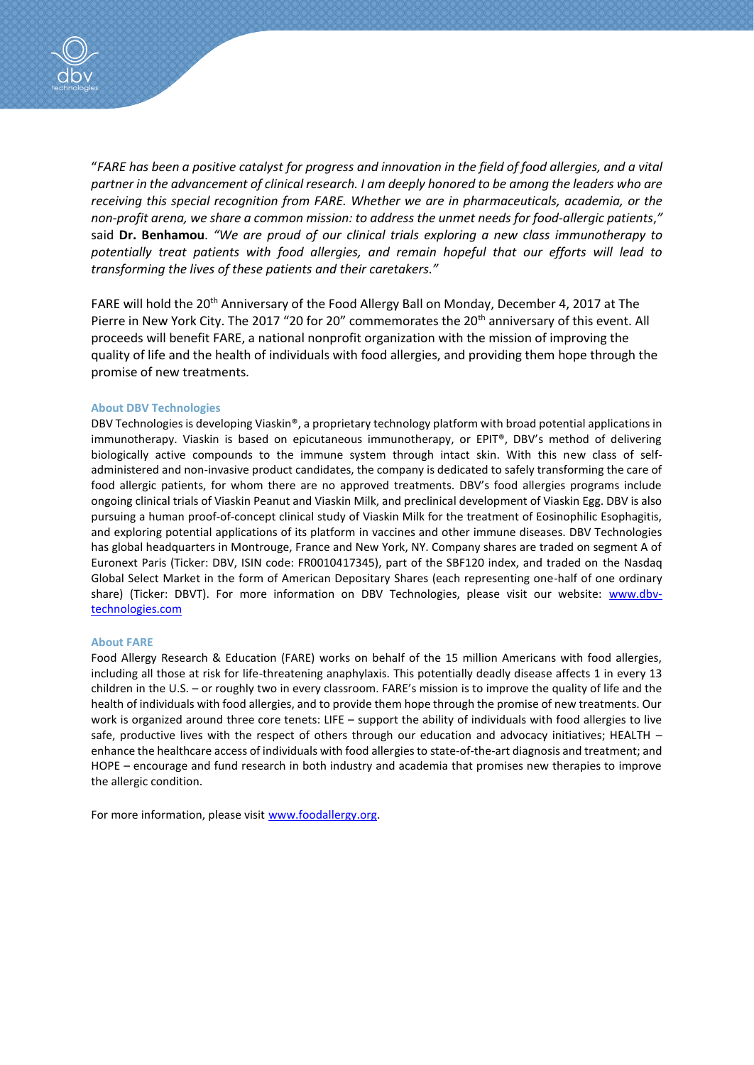"*FARE has been a positive catalyst for progress and innovation in the field of food allergies, and a vital partner in the advancement of clinical research. I am deeply honored to be among the leaders who are receiving this special recognition from FARE. Whether we are in pharmaceuticals, academia, or the non-profit arena, we share a common mission: to address the unmet needs for food-allergic patients*," said **Dr. Benhamou**. *"We are proud of our clinical trials exploring a new class immunotherapy to potentially treat patients with food allergies, and remain hopeful that our efforts will lead to transforming the lives of these patients and their caretakers."*

FARE will hold the 20th Anniversary of the Food Allergy Ball on Monday, December 4, 2017 at The Pierre in New York City. The 2017 "20 for 20" commemorates the 20th anniversary of this event. All proceeds will benefit FARE, a national nonprofit organization with the mission of improving the quality of life and the health of individuals with food allergies, and providing them hope through the promise of new treatments.

### About DBV Technologies

DBV Technologies is developing Viaskin®, a proprietary technology platform with broad potential applications in immunotherapy. Viaskin is based on epicutaneous immunotherapy, or EPIT®, DBV's method of delivering biologically active compounds to the immune system through intact skin. With this new class of self-administered and non-invasive product candidates, the company is dedicated to safely transforming the care of food allergic patients, for whom there are no approved treatments. DBV's food allergies programs include ongoing clinical trials of Viaskin Peanut and Viaskin Milk, and preclinical development of Viaskin Egg. DBV is also pursuing a human proof-of-concept clinical study of Viaskin Milk for the treatment of Eosinophilic Esophagitis, and exploring potential applications of its platform in vaccines and other immune diseases. DBV Technologies has global headquarters in Montrouge, France and New York, NY. Company shares are traded on segment A of Euronext Paris (Ticker: DBV, ISIN code: FR0010417345), part of the SBF120 index, and traded on the Nasdaq Global Select Market in the form of American Depositary Shares (each representing one-half of one ordinary share) (Ticker: DBVT). For more information on DBV Technologies, please visit our website: [www.dbv-technologies.com](www.dbv-technologies.com)

### About FARE

Food Allergy Research & Education (FARE) works on behalf of the 15 million Americans with food allergies, including all those at risk for life-threatening anaphylaxis. This potentially deadly disease affects 1 in every 13 children in the U.S. – or roughly two in every classroom. FARE's mission is to improve the quality of life and the health of individuals with food allergies, and to provide them hope through the promise of new treatments. Our work is organized around three core tenets: LIFE – support the ability of individuals with food allergies to live safe, productive lives with the respect of others through our education and advocacy initiatives; HEALTH – enhance the healthcare access of individuals with food allergies to state-of-the-art diagnosis and treatment; and HOPE – encourage and fund research in both industry and academia that promises new therapies to improve the allergic condition.

For more information, please visit [www.foodallergy.org](www.foodallergy.org).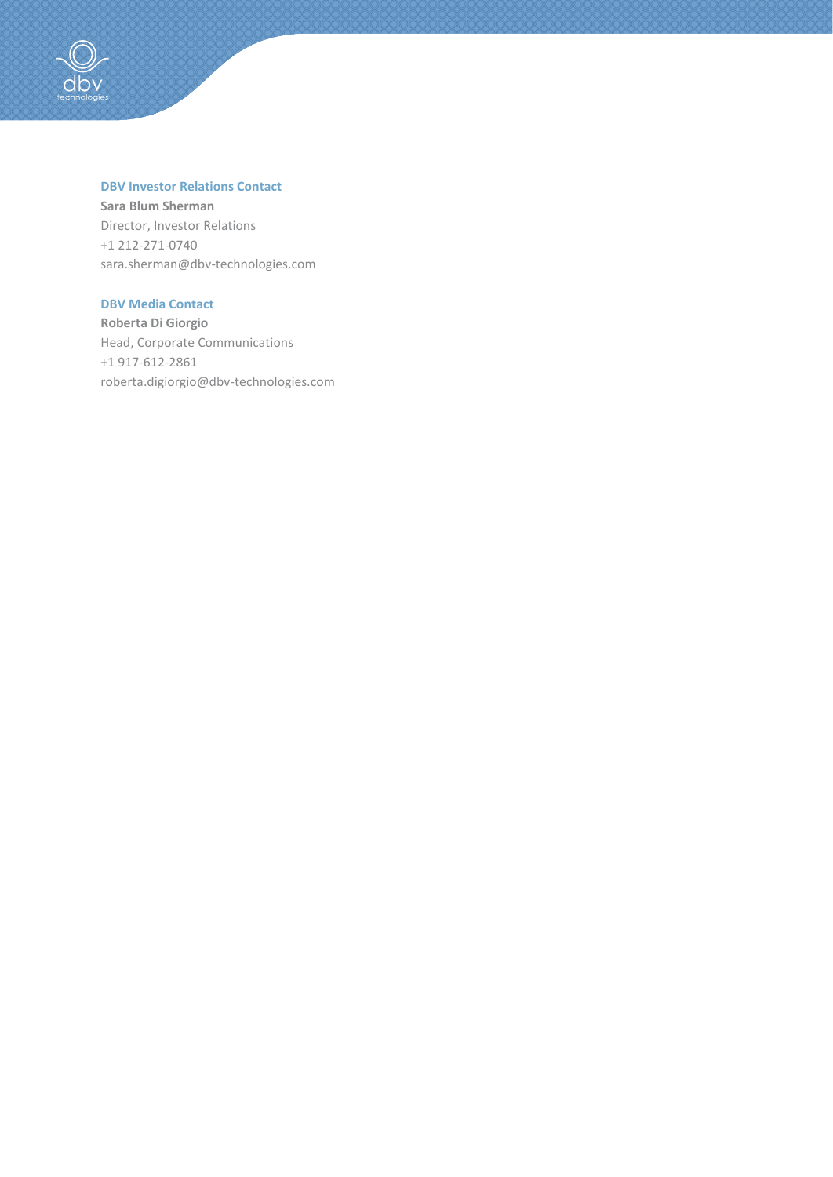**DBV Investor Relations Contact**

**Sara Blum Sherman**
Director, Investor Relations
+1 212-271-0740
sara.sherman@dbv-technologies.com

**DBV Media Contact**

**Roberta Di Giorgio**
Head, Corporate Communications
+1 917-612-2861
roberta.digiorgio@dbv-technologies.com